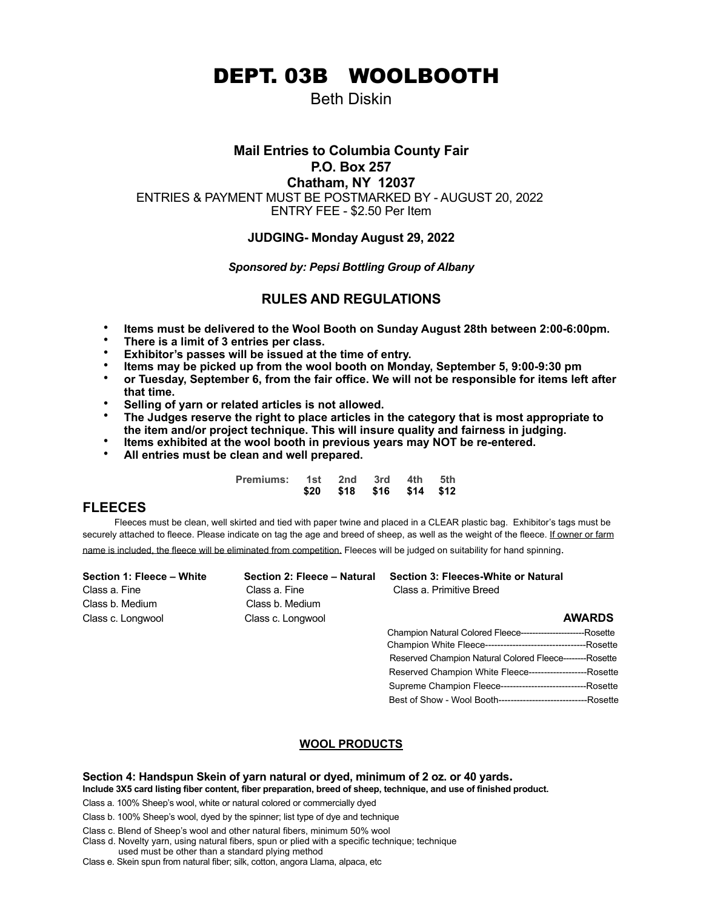# DEPT. 03B WOOLBOOTH

Beth Diskin

**Mail Entries to Columbia County Fair**
**P.O. Box 257**
**Chatham, NY 12037**

ENTRIES & PAYMENT MUST BE POSTMARKED BY - AUGUST 20, 2022
ENTRY FEE - $2.50 Per Item

**JUDGING- Monday August 29, 2022**

***Sponsored by: Pepsi Bottling Group of Albany***

### RULES AND REGULATIONS

- **Items must be delivered to the Wool Booth on Sunday August 28th between 2:00-6:00pm.**
- **There is a limit of 3 entries per class.**
- **Exhibitor's passes will be issued at the time of entry.**
- **Items may be picked up from the wool booth on Monday, September 5, 9:00-9:30 pm**
- **or Tuesday, September 6, from the fair office. We will not be responsible for items left after that time.**
- **Selling of yarn or related articles is not allowed.**
- **The Judges reserve the right to place articles in the category that is most appropriate to the item and/or project technique. This will insure quality and fairness in judging.**
- **Items exhibited at the wool booth in previous years may NOT be re-entered.**
- **All entries must be clean and well prepared.**

| Premiums: | 1st | 2nd | 3rd | 4th | 5th |
|---|---|---|---|---|---|
| | $20 | $18 | $16 | $14 | $12 |

## FLEECES

Fleeces must be clean, well skirted and tied with paper twine and placed in a CLEAR plastic bag. Exhibitor's tags must be securely attached to fleece. Please indicate on tag the age and breed of sheep, as well as the weight of the fleece. If owner or farm name is included, the fleece will be eliminated from competition. Fleeces will be judged on suitability for hand spinning.

**Section 1: Fleece – White**
Class a. Fine
Class b. Medium
Class c. Longwool

**Section 2: Fleece – Natural**
Class a. Fine
Class b. Medium
Class c. Longwool

**Section 3: Fleeces-White or Natural**
Class a. Primitive Breed

**AWARDS**

Champion Natural Colored Fleece----------------------Rosette
Champion White Fleece----------------------------------Rosette
Reserved Champion Natural Colored Fleece--------Rosette
Reserved Champion White Fleece-------------------Rosette
Supreme Champion Fleece----------------------------Rosette
Best of Show - Wool Booth-----------------------------Rosette

## WOOL PRODUCTS

**Section 4: Handspun Skein of yarn natural or dyed, minimum of 2 oz. or 40 yards.**
**Include 3X5 card listing fiber content, fiber preparation, breed of sheep, technique, and use of finished product.**

Class a. 100% Sheep's wool, white or natural colored or commercially dyed
Class b. 100% Sheep's wool, dyed by the spinner; list type of dye and technique
Class c. Blend of Sheep's wool and other natural fibers, minimum 50% wool
Class d. Novelty yarn, using natural fibers, spun or plied with a specific technique; technique used must be other than a standard plying method
Class e. Skein spun from natural fiber; silk, cotton, angora Llama, alpaca, etc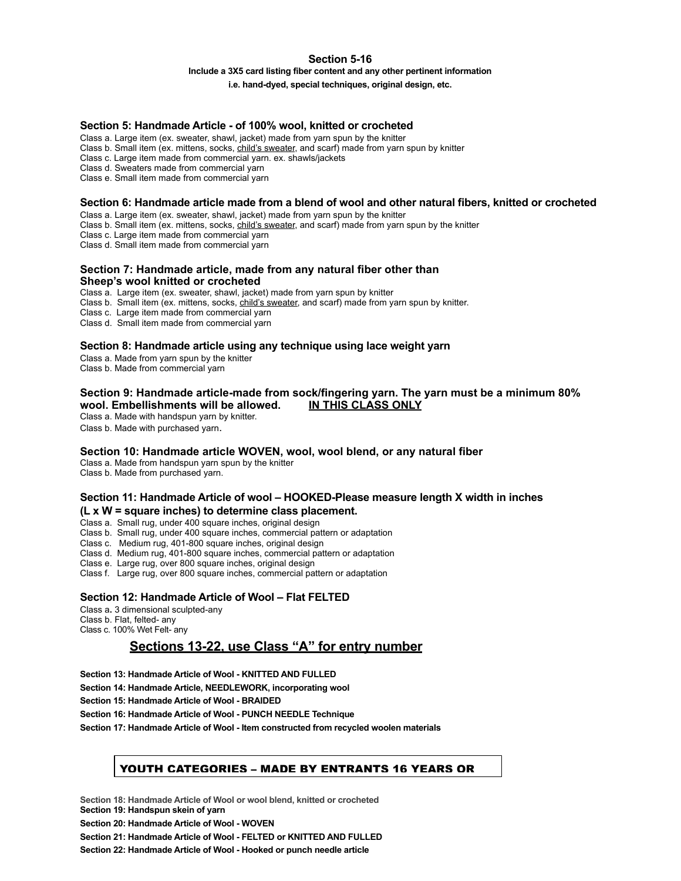## Section 5-16

**Include a 3X5 card listing fiber content and any other pertinent information**

**i.e. hand-dyed, special techniques, original design, etc.**

### Section 5: Handmade Article - of 100% wool, knitted or crocheted

Class a. Large item (ex. sweater, shawl, jacket) made from yarn spun by the knitter
Class b. Small item (ex. mittens, socks, <u>child's sweater</u>, and scarf) made from yarn spun by knitter
Class c. Large item made from commercial yarn. ex. shawls/jackets
Class d. Sweaters made from commercial yarn
Class e. Small item made from commercial yarn

### Section 6: Handmade article made from a blend of wool and other natural fibers, knitted or crocheted

Class a. Large item (ex. sweater, shawl, jacket) made from yarn spun by the knitter
Class b. Small item (ex. mittens, socks, <u>child's sweater</u>, and scarf) made from yarn spun by the knitter
Class c. Large item made from commercial yarn
Class d. Small item made from commercial yarn

### Section 7: Handmade article, made from any natural fiber other than Sheep's wool knitted or crocheted

Class a. Large item (ex. sweater, shawl, jacket) made from yarn spun by knitter
Class b. Small item (ex. mittens, socks, <u>child's sweater</u>, and scarf) made from yarn spun by knitter.
Class c. Large item made from commercial yarn
Class d. Small item made from commercial yarn

### Section 8: Handmade article using any technique using lace weight yarn

Class a. Made from yarn spun by the knitter
Class b. Made from commercial yarn

### Section 9: Handmade article-made from sock/fingering yarn. The yarn must be a minimum 80% wool. Embellishments will be allowed. <u>IN THIS CLASS ONLY</u>

Class a. Made with handspun yarn by knitter.
Class b. Made with purchased yarn.

### Section 10: Handmade article WOVEN, wool, wool blend, or any natural fiber

Class a. Made from handspun yarn spun by the knitter
Class b. Made from purchased yarn.

### Section 11: Handmade Article of wool – HOOKED-Please measure length X width in inches (L x W = square inches) to determine class placement.

Class a. Small rug, under 400 square inches, original design
Class b. Small rug, under 400 square inches, commercial pattern or adaptation
Class c. Medium rug, 401-800 square inches, original design
Class d. Medium rug, 401-800 square inches, commercial pattern or adaptation
Class e. Large rug, over 800 square inches, original design
Class f. Large rug, over 800 square inches, commercial pattern or adaptation

### Section 12: Handmade Article of Wool – Flat FELTED

Class a. 3 dimensional sculpted-any
Class b. Flat, felted- any
Class c. 100% Wet Felt- any

## <u>Sections 13-22, use Class "A" for entry number</u>

**Section 13: Handmade Article of Wool - KNITTED AND FULLED**

**Section 14: Handmade Article, NEEDLEWORK, incorporating wool**

**Section 15: Handmade Article of Wool - BRAIDED**

**Section 16: Handmade Article of Wool - PUNCH NEEDLE Technique**

**Section 17: Handmade Article of Wool - Item constructed from recycled woolen materials**

## YOUTH CATEGORIES – MADE BY ENTRANTS 16 YEARS OR

**Section 18: Handmade Article of Wool or wool blend, knitted or crocheted**

**Section 19: Handspun skein of yarn**

**Section 20: Handmade Article of Wool - WOVEN**

**Section 21: Handmade Article of Wool - FELTED or KNITTED AND FULLED**

**Section 22: Handmade Article of Wool - Hooked or punch needle article**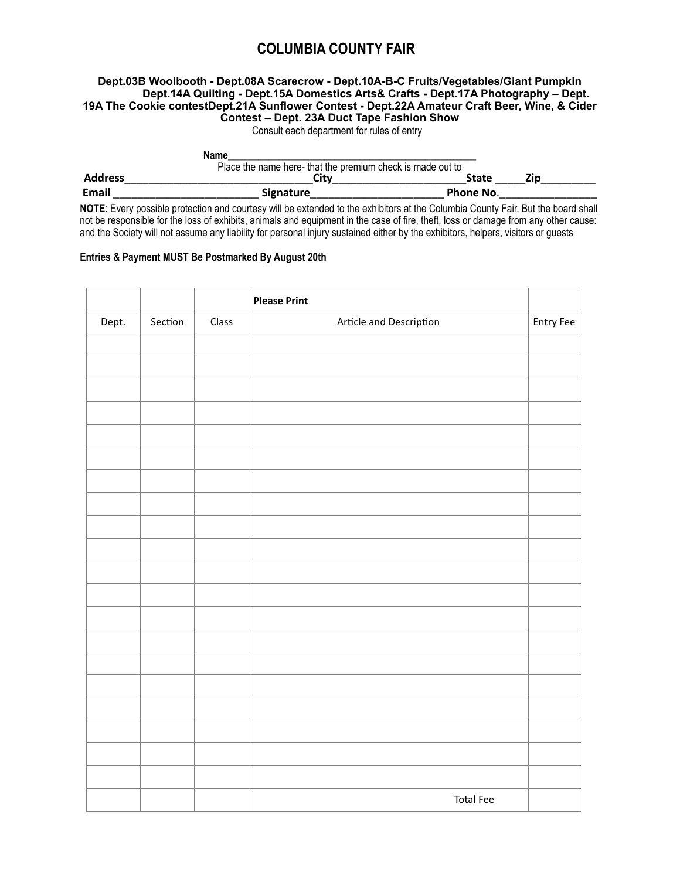# COLUMBIA COUNTY FAIR

**Dept.03B Woolbooth - Dept.08A Scarecrow - Dept.10A-B-C Fruits/Vegetables/Giant Pumpkin Dept.14A Quilting - Dept.15A Domestics Arts& Crafts - Dept.17A Photography – Dept. 19A The Cookie contestDept.21A Sunflower Contest - Dept.22A Amateur Craft Beer, Wine, & Cider Contest – Dept. 23A Duct Tape Fashion Show**

Consult each department for rules of entry

**Name**_______________________________________________

Place the name here- that the premium check is made out to

**Address**_______________________________**City**______________________**State** _____**Zip**_________

**Email** ________________________ **Signature**_____________________ **Phone No**.________________

**NOTE**: Every possible protection and courtesy will be extended to the exhibitors at the Columbia County Fair. But the board shall not be responsible for the loss of exhibits, animals and equipment in the case of fire, theft, loss or damage from any other cause: and the Society will not assume any liability for personal injury sustained either by the exhibitors, helpers, visitors or guests

**Entries & Payment MUST Be Postmarked By August 20th**

| | | | **Please Print** | |
|---|---|---|---|---|
| Dept. | Section | Class | Article and Description | Entry Fee |
| | | | | |
| | | | | |
| | | | | |
| | | | | |
| | | | | |
| | | | | |
| | | | | |
| | | | | |
| | | | | |
| | | | | |
| | | | | |
| | | | | |
| | | | | |
| | | | | |
| | | | | |
| | | | | |
| | | | | |
| | | | | |
| | | | | |
| | | | | |
| | | | Total Fee | |